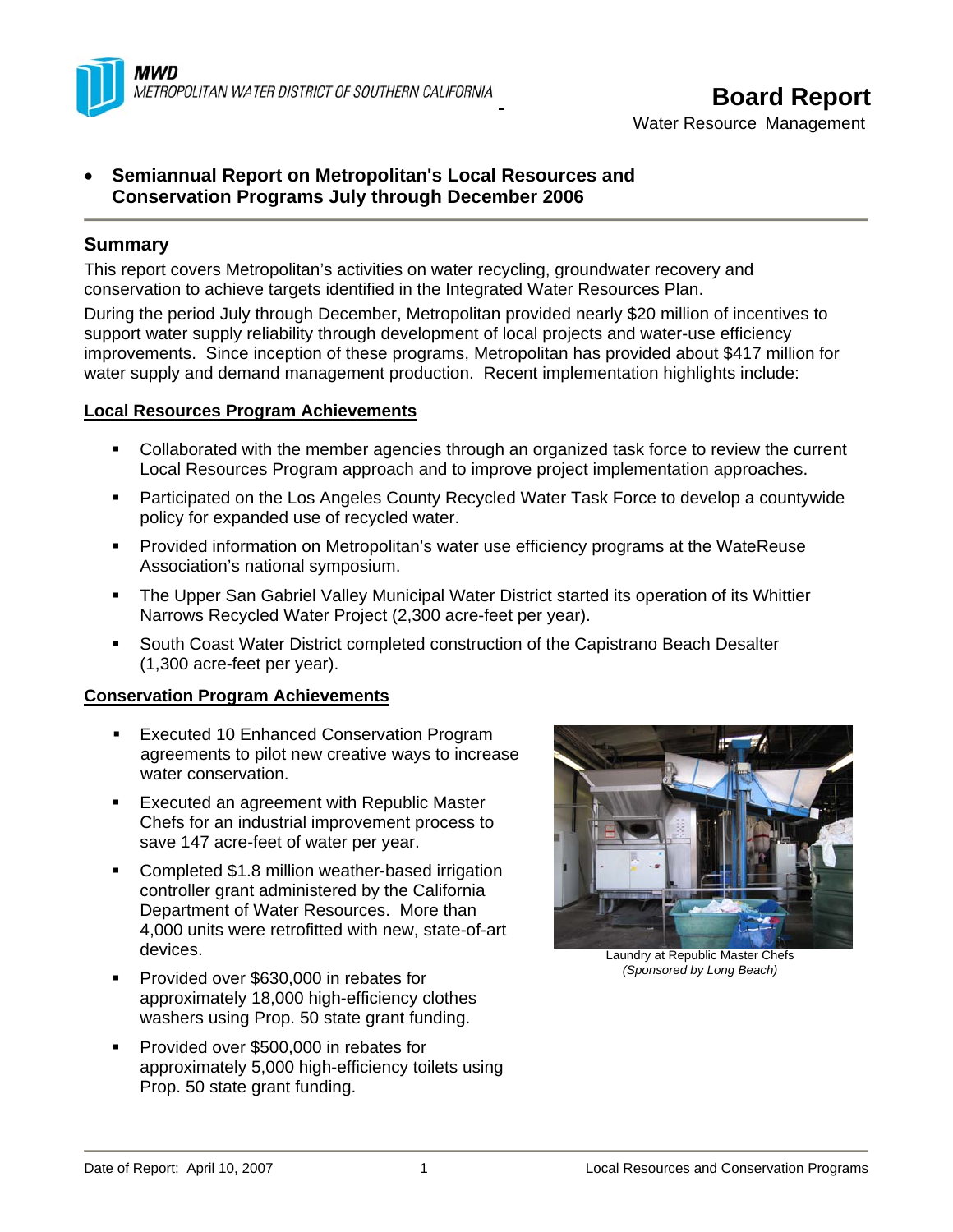MWD
METROPOLITAN WATER DISTRICT OF SOUTHERN CALIFORNIA

# Board Report

Water Resource Management

- **Semiannual Report on Metropolitan's Local Resources and Conservation Programs July through December 2006**

## Summary

This report covers Metropolitan's activities on water recycling, groundwater recovery and conservation to achieve targets identified in the Integrated Water Resources Plan.

During the period July through December, Metropolitan provided nearly $20 million of incentives to support water supply reliability through development of local projects and water-use efficiency improvements. Since inception of these programs, Metropolitan has provided about $417 million for water supply and demand management production. Recent implementation highlights include:

### Local Resources Program Achievements

- Collaborated with the member agencies through an organized task force to review the current Local Resources Program approach and to improve project implementation approaches.
- Participated on the Los Angeles County Recycled Water Task Force to develop a countywide policy for expanded use of recycled water.
- Provided information on Metropolitan's water use efficiency programs at the WateReuse Association's national symposium.
- The Upper San Gabriel Valley Municipal Water District started its operation of its Whittier Narrows Recycled Water Project (2,300 acre-feet per year).
- South Coast Water District completed construction of the Capistrano Beach Desalter (1,300 acre-feet per year).

### Conservation Program Achievements

- Executed 10 Enhanced Conservation Program agreements to pilot new creative ways to increase water conservation.
- Executed an agreement with Republic Master Chefs for an industrial improvement process to save 147 acre-feet of water per year.
- Completed $1.8 million weather-based irrigation controller grant administered by the California Department of Water Resources. More than 4,000 units were retrofitted with new, state-of-art devices.
- Provided over $630,000 in rebates for approximately 18,000 high-efficiency clothes washers using Prop. 50 state grant funding.
- Provided over $500,000 in rebates for approximately 5,000 high-efficiency toilets using Prop. 50 state grant funding.

Laundry at Republic Master Chefs
*(Sponsored by Long Beach)*

Date of Report: April 10, 2007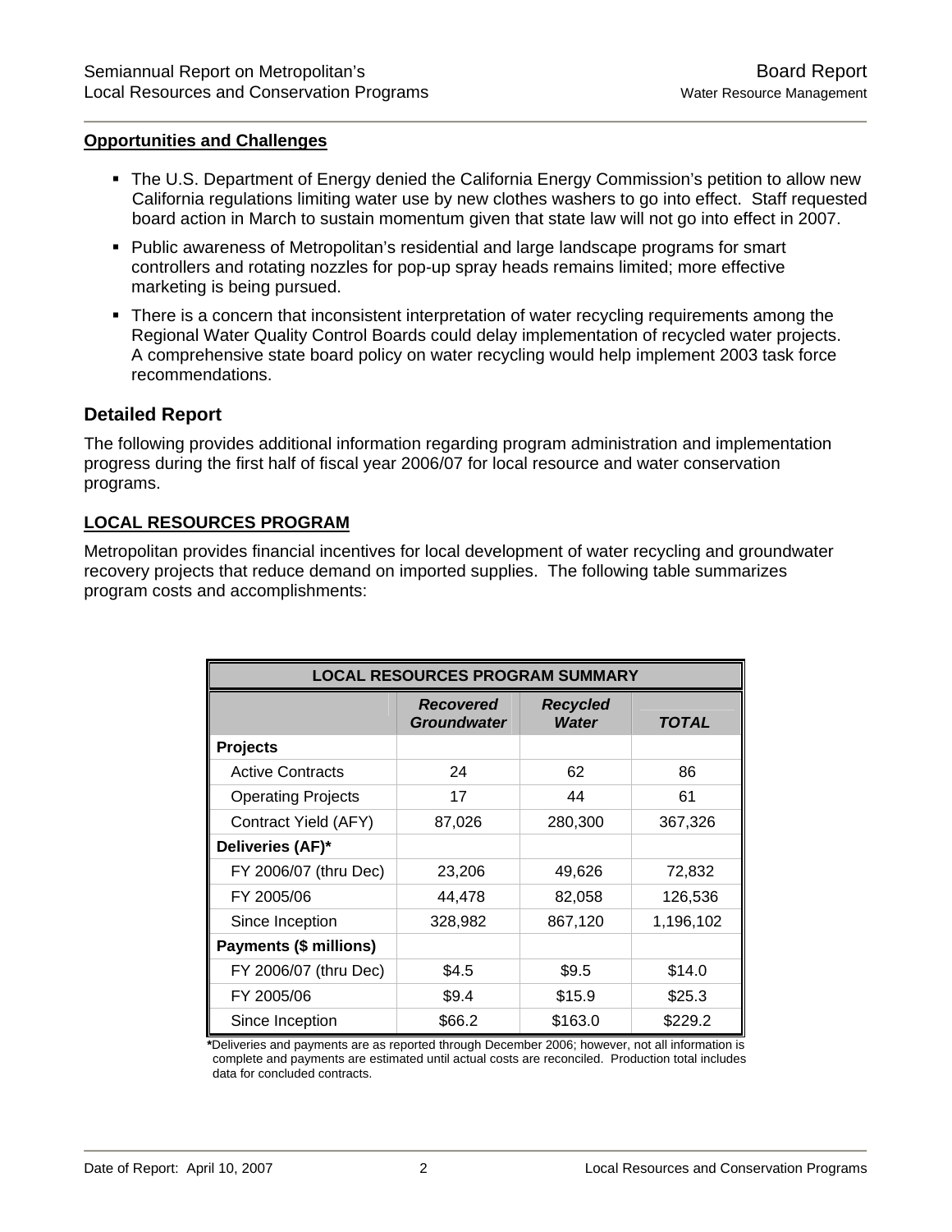**Opportunities and Challenges**

- The U.S. Department of Energy denied the California Energy Commission's petition to allow new California regulations limiting water use by new clothes washers to go into effect. Staff requested board action in March to sustain momentum given that state law will not go into effect in 2007.
- Public awareness of Metropolitan's residential and large landscape programs for smart controllers and rotating nozzles for pop-up spray heads remains limited; more effective marketing is being pursued.
- There is a concern that inconsistent interpretation of water recycling requirements among the Regional Water Quality Control Boards could delay implementation of recycled water projects. A comprehensive state board policy on water recycling would help implement 2003 task force recommendations.

## Detailed Report

The following provides additional information regarding program administration and implementation progress during the first half of fiscal year 2006/07 for local resource and water conservation programs.

**LOCAL RESOURCES PROGRAM**

Metropolitan provides financial incentives for local development of water recycling and groundwater recovery projects that reduce demand on imported supplies. The following table summarizes program costs and accomplishments:

| LOCAL RESOURCES PROGRAM SUMMARY | | | |
|---|---|---|---|
| | ***Recovered Groundwater*** | ***Recycled Water*** | ***TOTAL*** |
| **Projects** | | | |
| Active Contracts | 24 | 62 | 86 |
| Operating Projects | 17 | 44 | 61 |
| Contract Yield (AFY) | 87,026 | 280,300 | 367,326 |
| **Deliveries (AF)*** | | | |
| FY 2006/07 (thru Dec) | 23,206 | 49,626 | 72,832 |
| FY 2005/06 | 44,478 | 82,058 | 126,536 |
| Since Inception | 328,982 | 867,120 | 1,196,102 |
| **Payments ($ millions)** | | | |
| FY 2006/07 (thru Dec) | $4.5 | $9.5 | $14.0 |
| FY 2005/06 | $9.4 | $15.9 | $25.3 |
| Since Inception | $66.2 | $163.0 | $229.2 |

*Deliveries and payments are as reported through December 2006; however, not all information is complete and payments are estimated until actual costs are reconciled. Production total includes data for concluded contracts.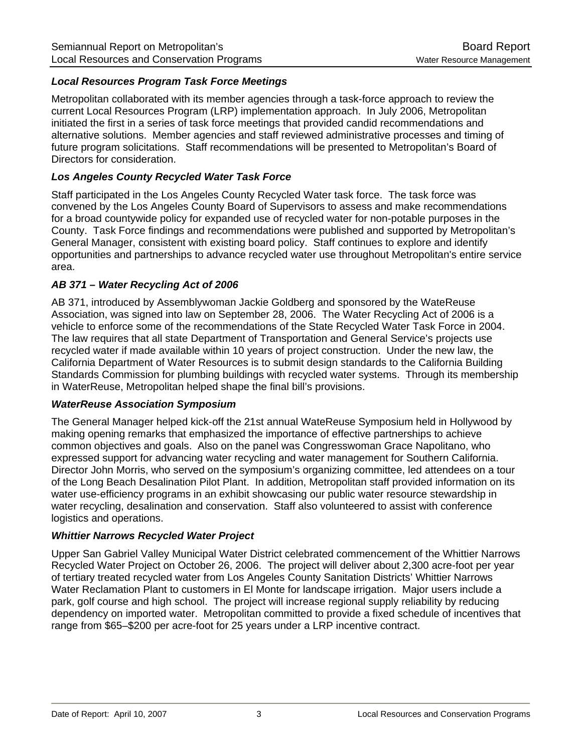### *Local Resources Program Task Force Meetings*

Metropolitan collaborated with its member agencies through a task-force approach to review the current Local Resources Program (LRP) implementation approach. In July 2006, Metropolitan initiated the first in a series of task force meetings that provided candid recommendations and alternative solutions. Member agencies and staff reviewed administrative processes and timing of future program solicitations. Staff recommendations will be presented to Metropolitan's Board of Directors for consideration.

### *Los Angeles County Recycled Water Task Force*

Staff participated in the Los Angeles County Recycled Water task force. The task force was convened by the Los Angeles County Board of Supervisors to assess and make recommendations for a broad countywide policy for expanded use of recycled water for non-potable purposes in the County. Task Force findings and recommendations were published and supported by Metropolitan's General Manager, consistent with existing board policy. Staff continues to explore and identify opportunities and partnerships to advance recycled water use throughout Metropolitan's entire service area.

### *AB 371 – Water Recycling Act of 2006*

AB 371, introduced by Assemblywoman Jackie Goldberg and sponsored by the WateReuse Association, was signed into law on September 28, 2006. The Water Recycling Act of 2006 is a vehicle to enforce some of the recommendations of the State Recycled Water Task Force in 2004. The law requires that all state Department of Transportation and General Service's projects use recycled water if made available within 10 years of project construction. Under the new law, the California Department of Water Resources is to submit design standards to the California Building Standards Commission for plumbing buildings with recycled water systems. Through its membership in WateReuse, Metropolitan helped shape the final bill's provisions.

### *WaterReuse Association Symposium*

The General Manager helped kick-off the 21st annual WateReuse Symposium held in Hollywood by making opening remarks that emphasized the importance of effective partnerships to achieve common objectives and goals. Also on the panel was Congresswoman Grace Napolitano, who expressed support for advancing water recycling and water management for Southern California. Director John Morris, who served on the symposium's organizing committee, led attendees on a tour of the Long Beach Desalination Pilot Plant. In addition, Metropolitan staff provided information on its water use-efficiency programs in an exhibit showcasing our public water resource stewardship in water recycling, desalination and conservation. Staff also volunteered to assist with conference logistics and operations.

### *Whittier Narrows Recycled Water Project*

Upper San Gabriel Valley Municipal Water District celebrated commencement of the Whittier Narrows Recycled Water Project on October 26, 2006. The project will deliver about 2,300 acre-foot per year of tertiary treated recycled water from Los Angeles County Sanitation Districts' Whittier Narrows Water Reclamation Plant to customers in El Monte for landscape irrigation. Major users include a park, golf course and high school. The project will increase regional supply reliability by reducing dependency on imported water. Metropolitan committed to provide a fixed schedule of incentives that range from $65–$200 per acre-foot for 25 years under a LRP incentive contract.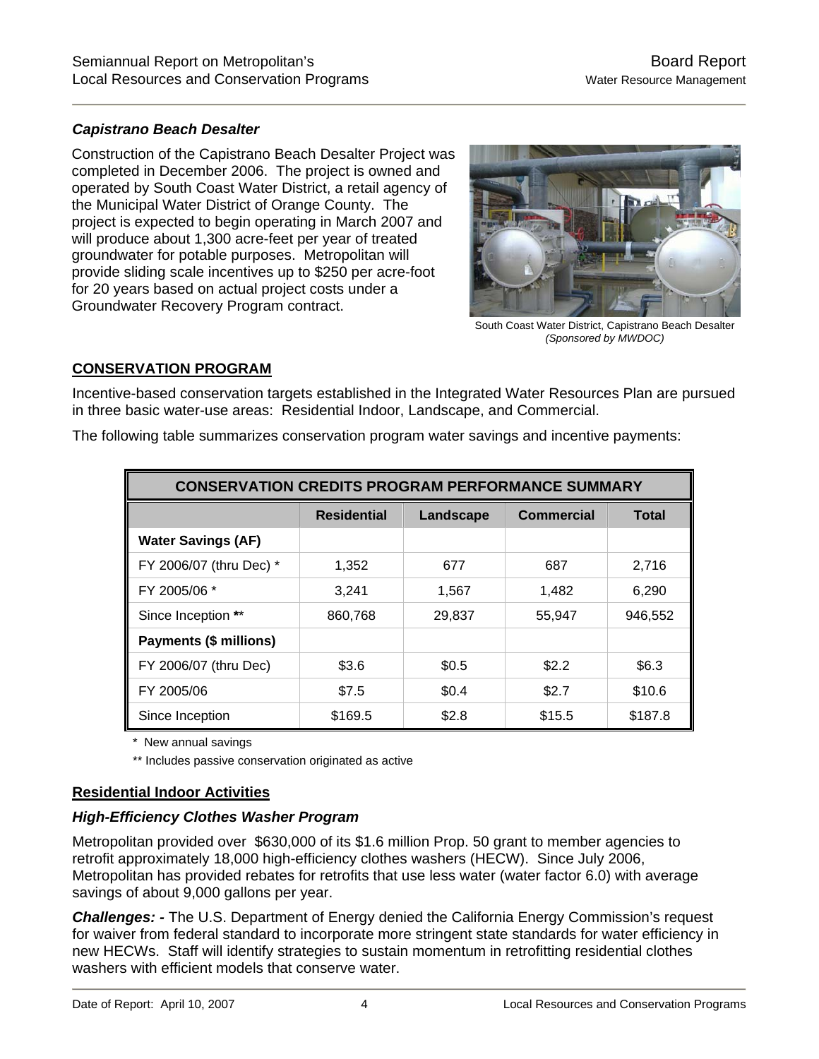### *Capistrano Beach Desalter*

Construction of the Capistrano Beach Desalter Project was completed in December 2006. The project is owned and operated by South Coast Water District, a retail agency of the Municipal Water District of Orange County. The project is expected to begin operating in March 2007 and will produce about 1,300 acre-feet per year of treated groundwater for potable purposes. Metropolitan will provide sliding scale incentives up to $250 per acre-foot for 20 years based on actual project costs under a Groundwater Recovery Program contract.

South Coast Water District, Capistrano Beach Desalter
*(Sponsored by MWDOC)*

## CONSERVATION PROGRAM

Incentive-based conservation targets established in the Integrated Water Resources Plan are pursued in three basic water-use areas: Residential Indoor, Landscape, and Commercial.

The following table summarizes conservation program water savings and incentive payments:

| CONSERVATION CREDITS PROGRAM PERFORMANCE SUMMARY | | | | |
|---|---|---|---|---|
| | **Residential** | **Landscape** | **Commercial** | **Total** |
| **Water Savings (AF)** | | | | |
| FY 2006/07 (thru Dec) * | 1,352 | 677 | 687 | 2,716 |
| FY 2005/06 * | 3,241 | 1,567 | 1,482 | 6,290 |
| Since Inception ** | 860,768 | 29,837 | 55,947 | 946,552 |
| **Payments ($ millions)** | | | | |
| FY 2006/07 (thru Dec) | $3.6 | $0.5 | $2.2 | $6.3 |
| FY 2005/06 | $7.5 | $0.4 | $2.7 | $10.6 |
| Since Inception | $169.5 | $2.8 | $15.5 | $187.8 |

\* New annual savings

** Includes passive conservation originated as active

### Residential Indoor Activities

#### *High-Efficiency Clothes Washer Program*

Metropolitan provided over $630,000 of its $1.6 million Prop. 50 grant to member agencies to retrofit approximately 18,000 high-efficiency clothes washers (HECW). Since July 2006, Metropolitan has provided rebates for retrofits that use less water (water factor 6.0) with average savings of about 9,000 gallons per year.

***Challenges: -*** The U.S. Department of Energy denied the California Energy Commission's request for waiver from federal standard to incorporate more stringent state standards for water efficiency in new HECWs. Staff will identify strategies to sustain momentum in retrofitting residential clothes washers with efficient models that conserve water.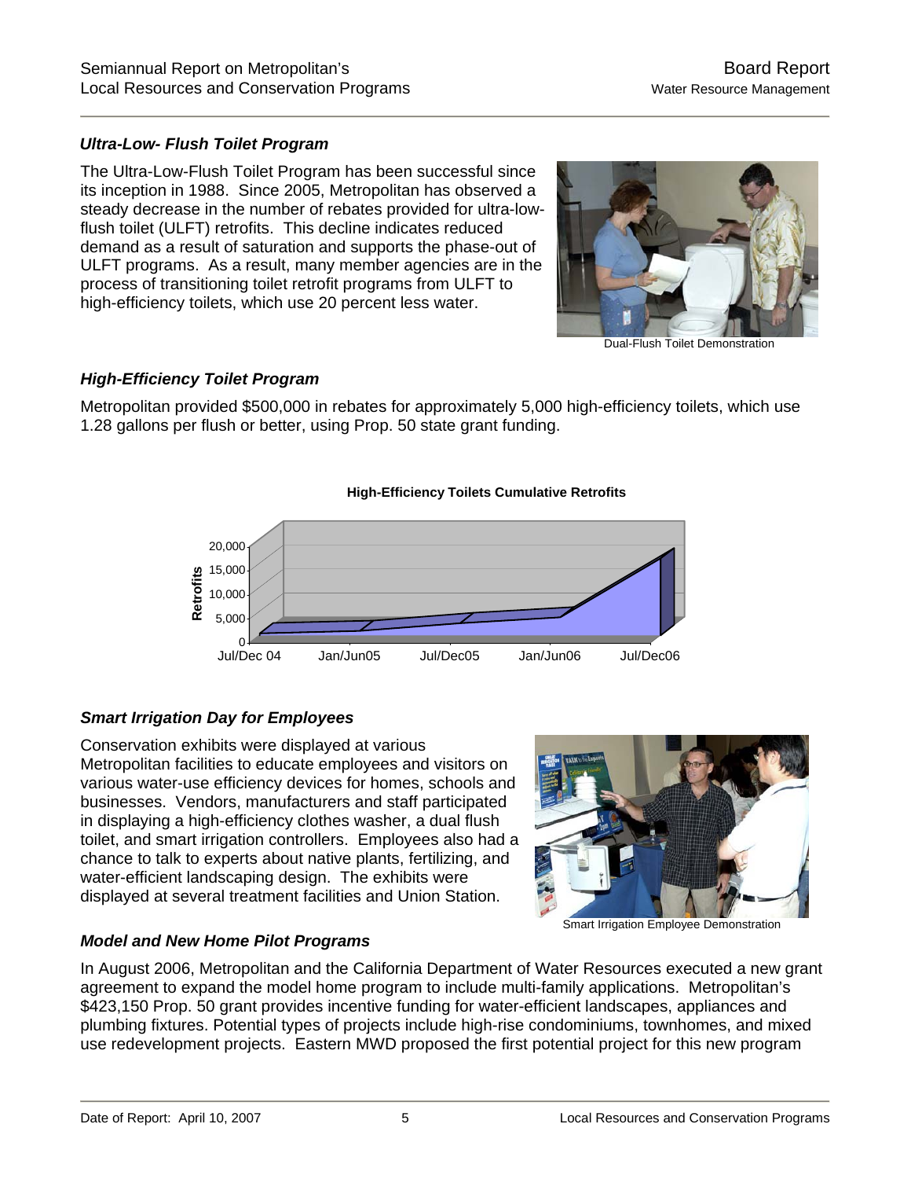### *Ultra-Low- Flush Toilet Program*

The Ultra-Low-Flush Toilet Program has been successful since its inception in 1988. Since 2005, Metropolitan has observed a steady decrease in the number of rebates provided for ultra-low-flush toilet (ULFT) retrofits. This decline indicates reduced demand as a result of saturation and supports the phase-out of ULFT programs. As a result, many member agencies are in the process of transitioning toilet retrofit programs from ULFT to high-efficiency toilets, which use 20 percent less water.

Dual-Flush Toilet Demonstration

### *High-Efficiency Toilet Program*

Metropolitan provided $500,000 in rebates for approximately 5,000 high-efficiency toilets, which use 1.28 gallons per flush or better, using Prop. 50 state grant funding.

**High-Efficiency Toilets Cumulative Retrofits**

Retrofits: 0, 5,000, 10,000, 15,000, 20,000

Jul/Dec 04 | Jan/Jun05 | Jul/Dec05 | Jan/Jun06 | Jul/Dec06

### *Smart Irrigation Day for Employees*

Conservation exhibits were displayed at various Metropolitan facilities to educate employees and visitors on various water-use efficiency devices for homes, schools and businesses. Vendors, manufacturers and staff participated in displaying a high-efficiency clothes washer, a dual flush toilet, and smart irrigation controllers. Employees also had a chance to talk to experts about native plants, fertilizing, and water-efficient landscaping design. The exhibits were displayed at several treatment facilities and Union Station.

Smart Irrigation Employee Demonstration

### *Model and New Home Pilot Programs*

In August 2006, Metropolitan and the California Department of Water Resources executed a new grant agreement to expand the model home program to include multi-family applications. Metropolitan's $423,150 Prop. 50 grant provides incentive funding for water-efficient landscapes, appliances and plumbing fixtures. Potential types of projects include high-rise condominiums, townhomes, and mixed use redevelopment projects. Eastern MWD proposed the first potential project for this new program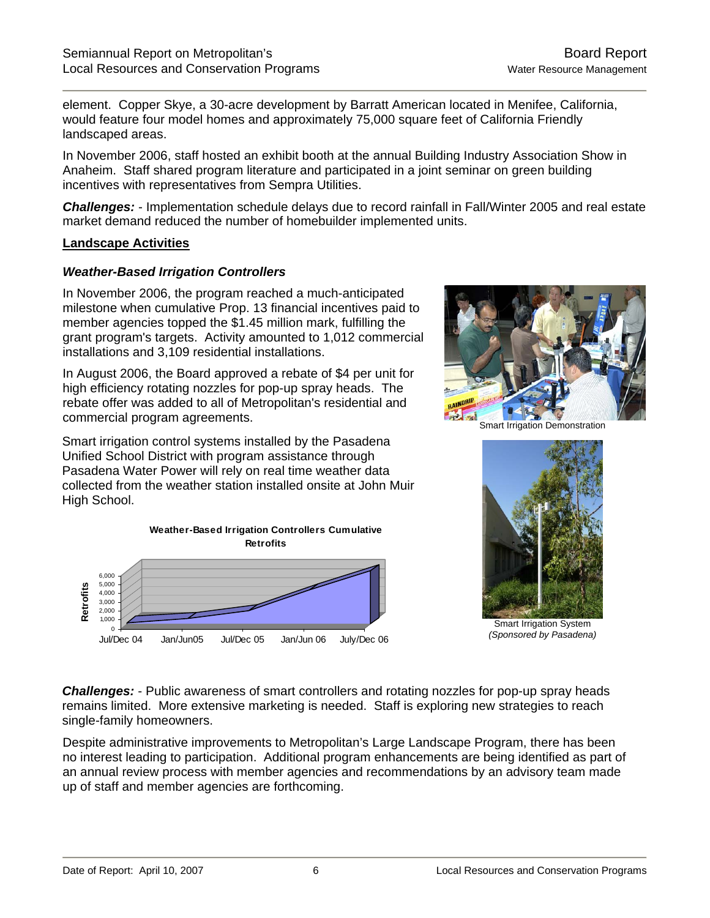element. Copper Skye, a 30-acre development by Barratt American located in Menifee, California, would feature four model homes and approximately 75,000 square feet of California Friendly landscaped areas.

In November 2006, staff hosted an exhibit booth at the annual Building Industry Association Show in Anaheim. Staff shared program literature and participated in a joint seminar on green building incentives with representatives from Sempra Utilities.

***Challenges:*** - Implementation schedule delays due to record rainfall in Fall/Winter 2005 and real estate market demand reduced the number of homebuilder implemented units.

**Landscape Activities**

### *Weather-Based Irrigation Controllers*

In November 2006, the program reached a much-anticipated milestone when cumulative Prop. 13 financial incentives paid to member agencies topped the $1.45 million mark, fulfilling the grant program's targets. Activity amounted to 1,012 commercial installations and 3,109 residential installations.

In August 2006, the Board approved a rebate of $4 per unit for high efficiency rotating nozzles for pop-up spray heads. The rebate offer was added to all of Metropolitan's residential and commercial program agreements.

Smart irrigation control systems installed by the Pasadena Unified School District with program assistance through Pasadena Water Power will rely on real time weather data collected from the weather station installed onsite at John Muir High School.

Smart Irrigation Demonstration

Smart Irrigation System
*(Sponsored by Pasadena)*

**Weather-Based Irrigation Controllers Cumulative Retrofits**

***Challenges:*** - Public awareness of smart controllers and rotating nozzles for pop-up spray heads remains limited. More extensive marketing is needed. Staff is exploring new strategies to reach single-family homeowners.

Despite administrative improvements to Metropolitan's Large Landscape Program, there has been no interest leading to participation. Additional program enhancements are being identified as part of an annual review process with member agencies and recommendations by an advisory team made up of staff and member agencies are forthcoming.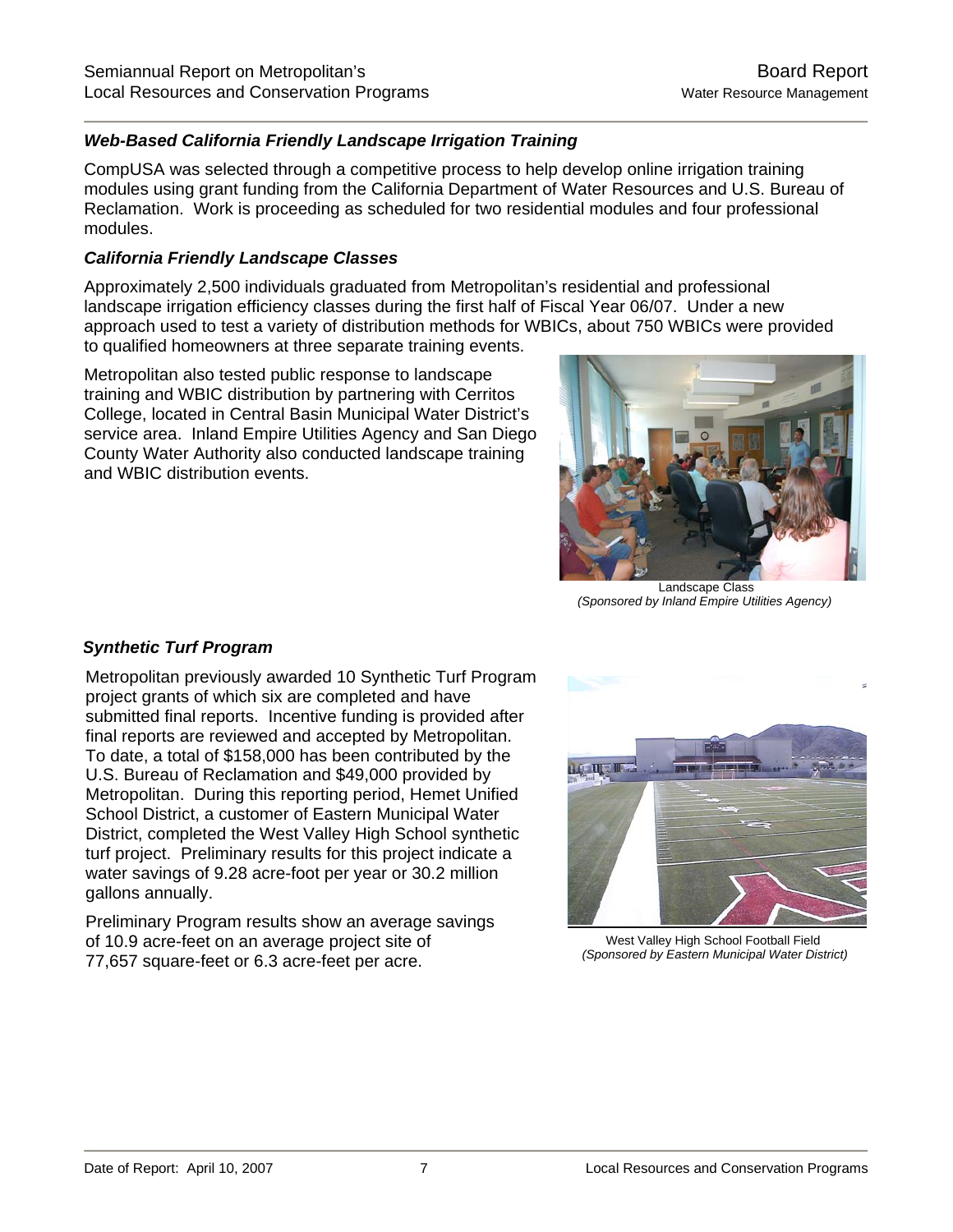### *Web-Based California Friendly Landscape Irrigation Training*

CompUSA was selected through a competitive process to help develop online irrigation training modules using grant funding from the California Department of Water Resources and U.S. Bureau of Reclamation. Work is proceeding as scheduled for two residential modules and four professional modules.

### *California Friendly Landscape Classes*

Approximately 2,500 individuals graduated from Metropolitan's residential and professional landscape irrigation efficiency classes during the first half of Fiscal Year 06/07. Under a new approach used to test a variety of distribution methods for WBICs, about 750 WBICs were provided to qualified homeowners at three separate training events.

Metropolitan also tested public response to landscape training and WBIC distribution by partnering with Cerritos College, located in Central Basin Municipal Water District's service area. Inland Empire Utilities Agency and San Diego County Water Authority also conducted landscape training and WBIC distribution events.

Landscape Class
*(Sponsored by Inland Empire Utilities Agency)*

### *Synthetic Turf Program*

Metropolitan previously awarded 10 Synthetic Turf Program project grants of which six are completed and have submitted final reports. Incentive funding is provided after final reports are reviewed and accepted by Metropolitan. To date, a total of $158,000 has been contributed by the U.S. Bureau of Reclamation and $49,000 provided by Metropolitan. During this reporting period, Hemet Unified School District, a customer of Eastern Municipal Water District, completed the West Valley High School synthetic turf project. Preliminary results for this project indicate a water savings of 9.28 acre-foot per year or 30.2 million gallons annually.

Preliminary Program results show an average savings of 10.9 acre-feet on an average project site of 77,657 square-feet or 6.3 acre-feet per acre.

West Valley High School Football Field
*(Sponsored by Eastern Municipal Water District)*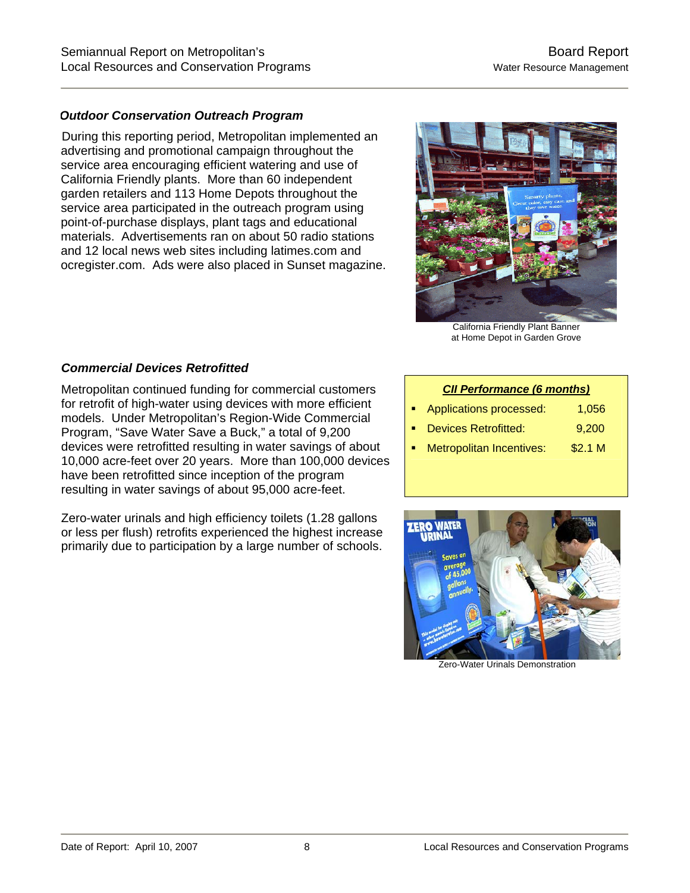### *Outdoor Conservation Outreach Program*

During this reporting period, Metropolitan implemented an advertising and promotional campaign throughout the service area encouraging efficient watering and use of California Friendly plants. More than 60 independent garden retailers and 113 Home Depots throughout the service area participated in the outreach program using point-of-purchase displays, plant tags and educational materials. Advertisements ran on about 50 radio stations and 12 local news web sites including latimes.com and ocregister.com. Ads were also placed in Sunset magazine.

California Friendly Plant Banner at Home Depot in Garden Grove

### *Commercial Devices Retrofitted*

Metropolitan continued funding for commercial customers for retrofit of high-water using devices with more efficient models. Under Metropolitan's Region-Wide Commercial Program, "Save Water Save a Buck," a total of 9,200 devices were retrofitted resulting in water savings of about 10,000 acre-feet over 20 years. More than 100,000 devices have been retrofitted since inception of the program resulting in water savings of about 95,000 acre-feet.

Zero-water urinals and high efficiency toilets (1.28 gallons or less per flush) retrofits experienced the highest increase primarily due to participation by a large number of schools.

***CII Performance (6 months)***

- Applications processed: 1,056
- Devices Retrofitted: 9,200
- Metropolitan Incentives: $2.1 M

Zero-Water Urinals Demonstration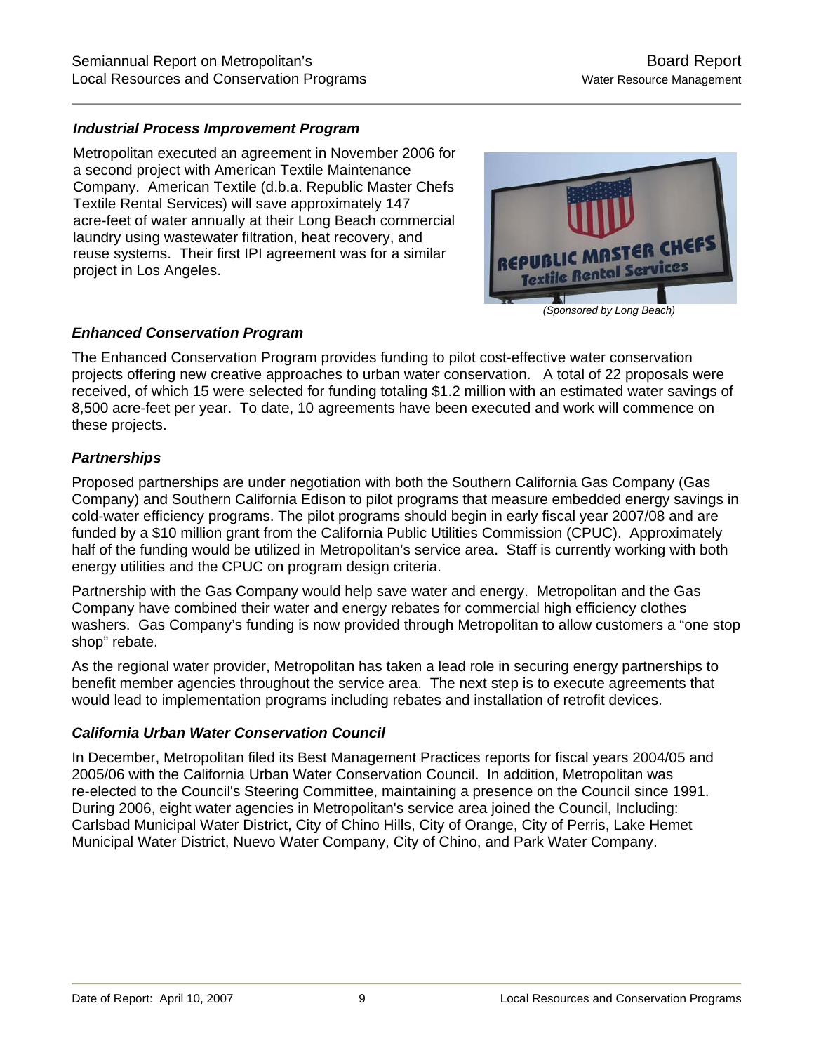### *Industrial Process Improvement Program*

Metropolitan executed an agreement in November 2006 for a second project with American Textile Maintenance Company. American Textile (d.b.a. Republic Master Chefs Textile Rental Services) will save approximately 147 acre-feet of water annually at their Long Beach commercial laundry using wastewater filtration, heat recovery, and reuse systems. Their first IPI agreement was for a similar project in Los Angeles.

*(Sponsored by Long Beach)*

### *Enhanced Conservation Program*

The Enhanced Conservation Program provides funding to pilot cost-effective water conservation projects offering new creative approaches to urban water conservation. A total of 22 proposals were received, of which 15 were selected for funding totaling $1.2 million with an estimated water savings of 8,500 acre-feet per year. To date, 10 agreements have been executed and work will commence on these projects.

### *Partnerships*

Proposed partnerships are under negotiation with both the Southern California Gas Company (Gas Company) and Southern California Edison to pilot programs that measure embedded energy savings in cold-water efficiency programs. The pilot programs should begin in early fiscal year 2007/08 and are funded by a $10 million grant from the California Public Utilities Commission (CPUC). Approximately half of the funding would be utilized in Metropolitan's service area. Staff is currently working with both energy utilities and the CPUC on program design criteria.

Partnership with the Gas Company would help save water and energy. Metropolitan and the Gas Company have combined their water and energy rebates for commercial high efficiency clothes washers. Gas Company's funding is now provided through Metropolitan to allow customers a "one stop shop" rebate.

As the regional water provider, Metropolitan has taken a lead role in securing energy partnerships to benefit member agencies throughout the service area. The next step is to execute agreements that would lead to implementation programs including rebates and installation of retrofit devices.

### *California Urban Water Conservation Council*

In December, Metropolitan filed its Best Management Practices reports for fiscal years 2004/05 and 2005/06 with the California Urban Water Conservation Council. In addition, Metropolitan was re-elected to the Council's Steering Committee, maintaining a presence on the Council since 1991. During 2006, eight water agencies in Metropolitan's service area joined the Council, Including: Carlsbad Municipal Water District, City of Chino Hills, City of Orange, City of Perris, Lake Hemet Municipal Water District, Nuevo Water Company, City of Chino, and Park Water Company.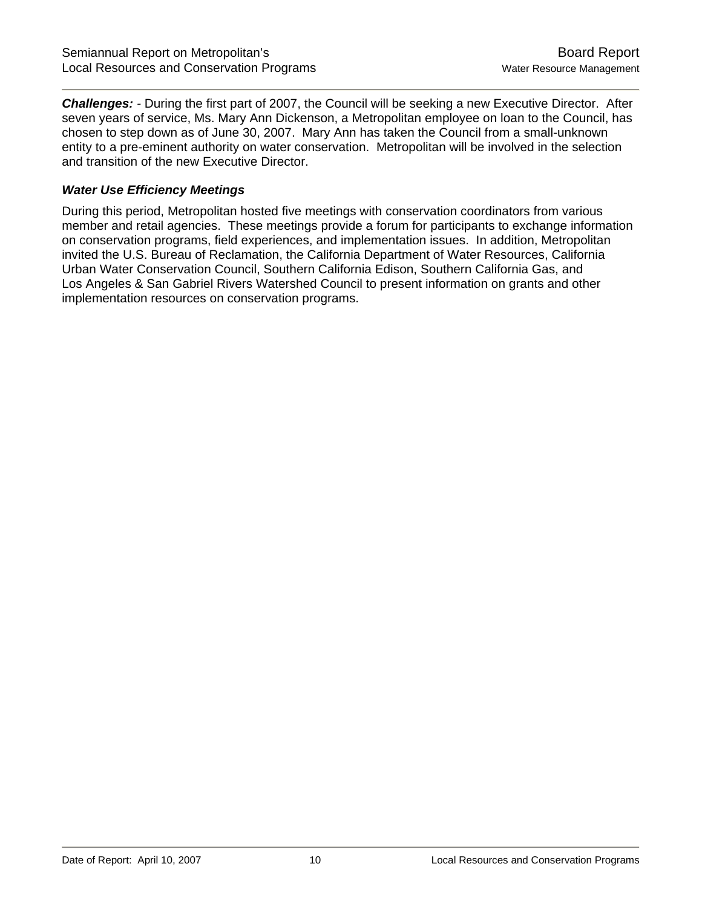***Challenges:*** - During the first part of 2007, the Council will be seeking a new Executive Director. After seven years of service, Ms. Mary Ann Dickenson, a Metropolitan employee on loan to the Council, has chosen to step down as of June 30, 2007. Mary Ann has taken the Council from a small-unknown entity to a pre-eminent authority on water conservation. Metropolitan will be involved in the selection and transition of the new Executive Director.

### *Water Use Efficiency Meetings*

During this period, Metropolitan hosted five meetings with conservation coordinators from various member and retail agencies. These meetings provide a forum for participants to exchange information on conservation programs, field experiences, and implementation issues. In addition, Metropolitan invited the U.S. Bureau of Reclamation, the California Department of Water Resources, California Urban Water Conservation Council, Southern California Edison, Southern California Gas, and Los Angeles & San Gabriel Rivers Watershed Council to present information on grants and other implementation resources on conservation programs.